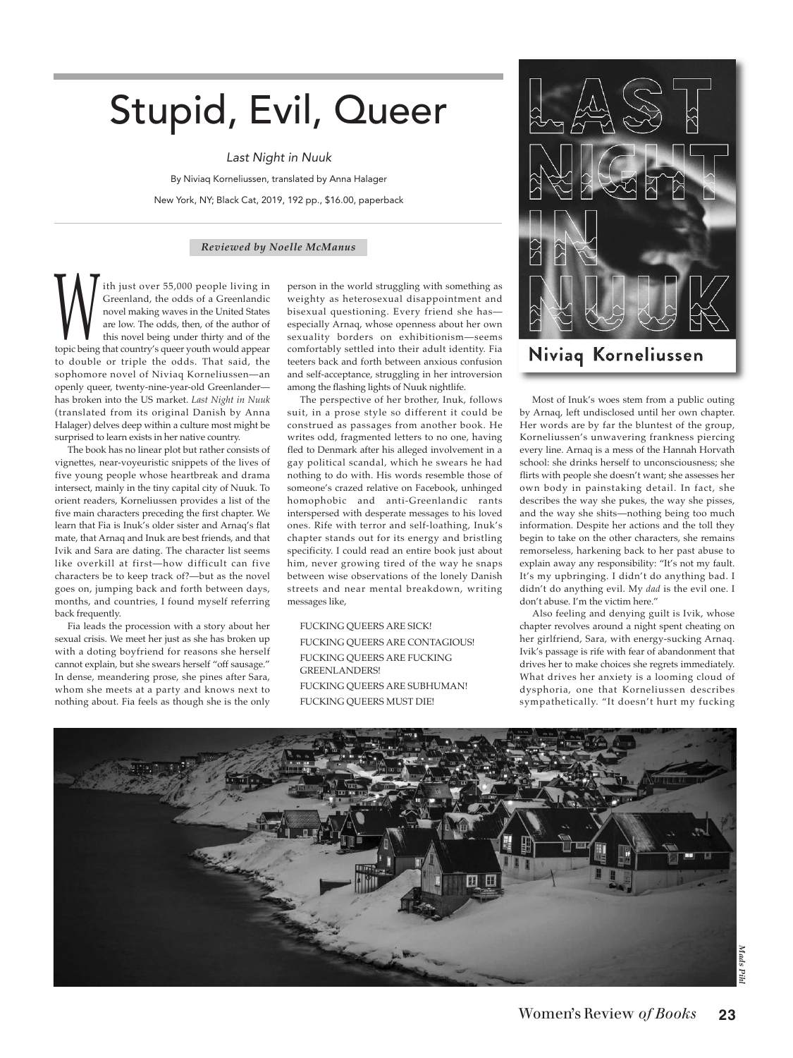# Stupid, Evil, Queer

*Last Night in Nuuk*

By Niviaq Korneliussen, translated by Anna Halager

New York, NY; Black Cat, 2019, 192 pp., $16.00, paperback

***Reviewed by Noelle McManus***

With just over 55,000 people living in Greenland, the odds of a Greenlandic novel making waves in the United States are low. The odds, then, of the author of this novel being under thirty and of the topic being that country's queer youth would appear to double or triple the odds. That said, the sophomore novel of Niviaq Korneliussen—an openly queer, twenty-nine-year-old Greenlander—has broken into the US market. *Last Night in Nuuk* (translated from its original Danish by Anna Halager) delves deep within a culture most might be surprised to learn exists in her native country.

The book has no linear plot but rather consists of vignettes, near-voyeuristic snippets of the lives of five young people whose heartbreak and drama intersect, mainly in the tiny capital city of Nuuk. To orient readers, Korneliussen provides a list of the five main characters preceding the first chapter. We learn that Fia is Inuk's older sister and Arnaq's flat mate, that Arnaq and Inuk are best friends, and that Ivik and Sara are dating. The character list seems like overkill at first—how difficult can five characters be to keep track of?—but as the novel goes on, jumping back and forth between days, months, and countries, I found myself referring back frequently.

Fia leads the procession with a story about her sexual crisis. We meet her just as she has broken up with a doting boyfriend for reasons she herself cannot explain, but she swears herself "off sausage." In dense, meandering prose, she pines after Sara, whom she meets at a party and knows next to nothing about. Fia feels as though she is the only person in the world struggling with something as weighty as heterosexual disappointment and bisexual questioning. Every friend she has—especially Arnaq, whose openness about her own sexuality borders on exhibitionism—seems comfortably settled into their adult identity. Fia teeters back and forth between anxious confusion and self-acceptance, struggling in her introversion among the flashing lights of Nuuk nightlife.

The perspective of her brother, Inuk, follows suit, in a prose style so different it could be construed as passages from another book. He writes odd, fragmented letters to no one, having fled to Denmark after his alleged involvement in a gay political scandal, which he swears he had nothing to do with. His words resemble those of someone's crazed relative on Facebook, unhinged homophobic and anti-Greenlandic rants interspersed with desperate messages to his loved ones. Rife with terror and self-loathing, Inuk's chapter stands out for its energy and bristling specificity. I could read an entire book just about him, never growing tired of the way he snaps between wise observations of the lonely Danish streets and near mental breakdown, writing messages like,

> FUCKING QUEERS ARE SICK!
> FUCKING QUEERS ARE CONTAGIOUS!
> FUCKING QUEERS ARE FUCKING GREENLANDERS!
> FUCKING QUEERS ARE SUBHUMAN!
> FUCKING QUEERS MUST DIE!

Most of Inuk's woes stem from a public outing by Arnaq, left undisclosed until her own chapter. Her words are by far the bluntest of the group, Korneliussen's unwavering frankness piercing every line. Arnaq is a mess of the Hannah Horvath school: she drinks herself to unconsciousness; she flirts with people she doesn't want; she assesses her own body in painstaking detail. In fact, she describes the way she pukes, the way she pisses, and the way she shits—nothing being too much information. Despite her actions and the toll they begin to take on the other characters, she remains remorseless, harkening back to her past abuse to explain away any responsibility: "It's not my fault. It's my upbringing. I didn't do anything bad. I didn't do anything evil. My *dad* is the evil one. I don't abuse. I'm the victim here."

Also feeling and denying guilt is Ivik, whose chapter revolves around a night spent cheating on her girlfriend, Sara, with energy-sucking Arnaq. Ivik's passage is rife with fear of abandonment that drives her to make choices she regrets immediately. What drives her anxiety is a looming cloud of dysphoria, one that Korneliussen describes sympathetically. "It doesn't hurt my fucking

Mads Pihl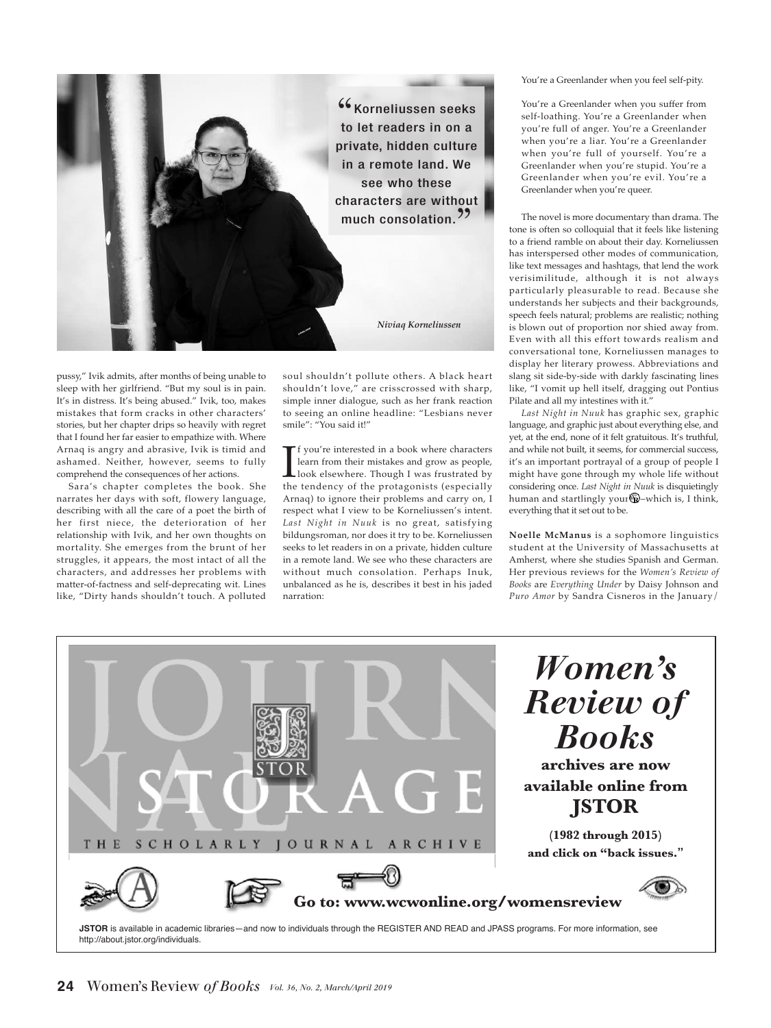"Korneliussen seeks to let readers in on a private, hidden culture in a remote land. We see who these characters are without much consolation."

*Niviaq Korneliussen*

pussy," Ivik admits, after months of being unable to sleep with her girlfriend. "But my soul is in pain. It's in distress. It's being abused." Ivik, too, makes mistakes that form cracks in other characters' stories, but her chapter drips so heavily with regret that I found her far easier to empathize with. Where Arnaq is angry and abrasive, Ivik is timid and ashamed. Neither, however, seems to fully comprehend the consequences of her actions.

Sara's chapter completes the book. She narrates her days with soft, flowery language, describing with all the care of a poet the birth of her first niece, the deterioration of her relationship with Ivik, and her own thoughts on mortality. She emerges from the brunt of her struggles, it appears, the most intact of all the characters, and addresses her problems with matter-of-factness and self-deprecating wit. Lines like, "Dirty hands shouldn't touch. A polluted soul shouldn't pollute others. A black heart shouldn't love," are crisscrossed with sharp, simple inner dialogue, such as her frank reaction to seeing an online headline: "Lesbians never smile": "You said it!"

If you're interested in a book where characters learn from their mistakes and grow as people, look elsewhere. Though I was frustrated by the tendency of the protagonists (especially Arnaq) to ignore their problems and carry on, I respect what I view to be Korneliussen's intent. *Last Night in Nuuk* is no great, satisfying bildungsroman, nor does it try to be. Korneliussen seeks to let readers in on a private, hidden culture in a remote land. We see who these characters are without much consolation. Perhaps Inuk, unbalanced as he is, describes it best in his jaded narration:

> You're a Greenlander when you feel self-pity.
>
> You're a Greenlander when you suffer from self-loathing. You're a Greenlander when you're full of anger. You're a Greenlander when you're a liar. You're a Greenlander when you're full of yourself. You're a Greenlander when you're stupid. You're a Greenlander when you're evil. You're a Greenlander when you're queer.

The novel is more documentary than drama. The tone is often so colloquial that it feels like listening to a friend ramble on about their day. Korneliussen has interspersed other modes of communication, like text messages and hashtags, that lend the work verisimilitude, although it is not always particularly pleasurable to read. Because she understands her subjects and their backgrounds, speech feels natural; problems are realistic; nothing is blown out of proportion nor shied away from. Even with all this effort towards realism and conversational tone, Korneliussen manages to display her literary prowess. Abbreviations and slang sit side-by-side with darkly fascinating lines like, "I vomit up hell itself, dragging out Pontius Pilate and all my intestines with it."

*Last Night in Nuuk* has graphic sex, graphic language, and graphic just about everything else, and yet, at the end, none of it felt gratuitous. It's truthful, and while not built, it seems, for commercial success, it's an important portrayal of a group of people I might have gone through my whole life without considering once. *Last Night in Nuuk* is disquietingly human and startlingly your—which is, I think, everything that it set out to be.

**Noelle McManus** is a sophomore linguistics student at the University of Massachusetts at Amherst, where she studies Spanish and German. Her previous reviews for the *Women's Review of Books* are *Everything Under* by Daisy Johnson and *Puro Amor* by Sandra Cisneros in the January/

JOURNAL STORAGE

THE SCHOLARLY JOURNAL ARCHIVE

JSTOR

*Women's Review of Books*

**archives are now available online from JSTOR**

**(1982 through 2015) and click on "back issues."**

**Go to: www.wcwonline.org/womensreview**

**JSTOR** is available in academic libraries—and now to individuals through the REGISTER AND READ and JPASS programs. For more information, see http://about.jstor.org/individuals.